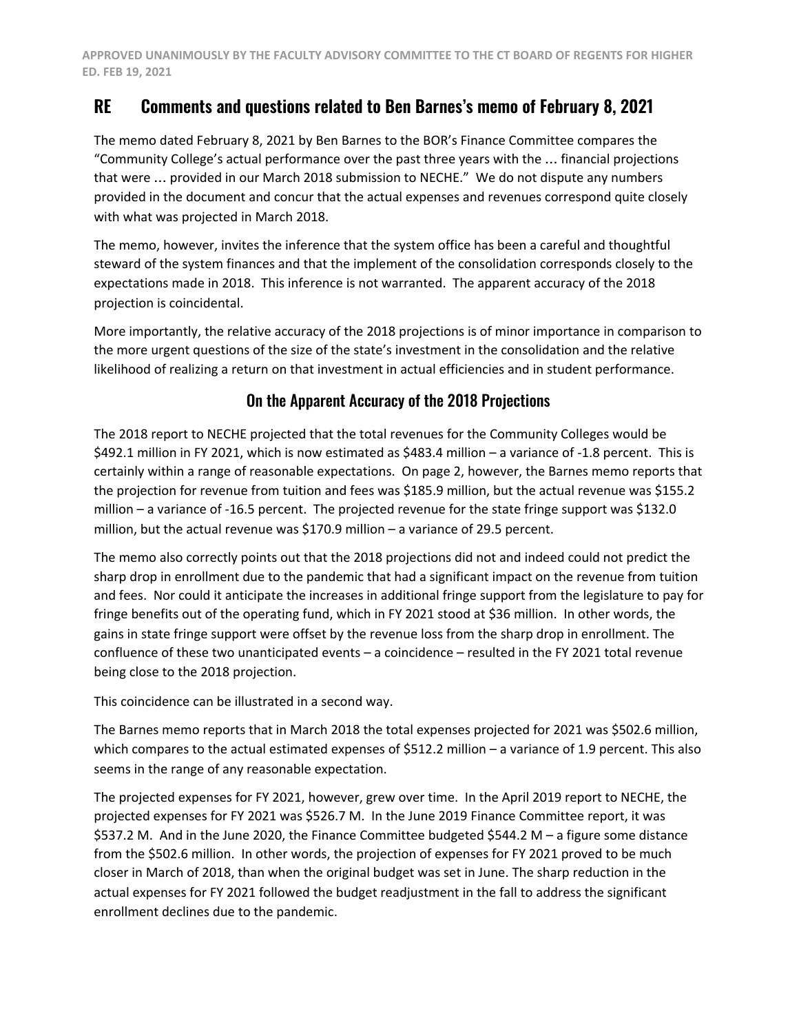APPROVED UNANIMOUSLY BY THE FACULTY ADVISORY COMMITTEE TO THE CT BOARD OF REGENTS FOR HIGHER ED. FEB 19, 2021

## RE Comments and questions related to Ben Barnes's memo of February 8, 2021

The memo dated February 8, 2021 by Ben Barnes to the BOR's Finance Committee compares the "Community College's actual performance over the past three years with the … financial projections that were … provided in our March 2018 submission to NECHE." We do not dispute any numbers provided in the document and concur that the actual expenses and revenues correspond quite closely with what was projected in March 2018.

The memo, however, invites the inference that the system office has been a careful and thoughtful steward of the system finances and that the implement of the consolidation corresponds closely to the expectations made in 2018. This inference is not warranted. The apparent accuracy of the 2018 projection is coincidental.

More importantly, the relative accuracy of the 2018 projections is of minor importance in comparison to the more urgent questions of the size of the state's investment in the consolidation and the relative likelihood of realizing a return on that investment in actual efficiencies and in student performance.

### On the Apparent Accuracy of the 2018 Projections

The 2018 report to NECHE projected that the total revenues for the Community Colleges would be $492.1 million in FY 2021, which is now estimated as $483.4 million – a variance of -1.8 percent. This is certainly within a range of reasonable expectations. On page 2, however, the Barnes memo reports that the projection for revenue from tuition and fees was $185.9 million, but the actual revenue was $155.2 million – a variance of -16.5 percent. The projected revenue for the state fringe support was $132.0 million, but the actual revenue was $170.9 million – a variance of 29.5 percent.

The memo also correctly points out that the 2018 projections did not and indeed could not predict the sharp drop in enrollment due to the pandemic that had a significant impact on the revenue from tuition and fees. Nor could it anticipate the increases in additional fringe support from the legislature to pay for fringe benefits out of the operating fund, which in FY 2021 stood at $36 million. In other words, the gains in state fringe support were offset by the revenue loss from the sharp drop in enrollment. The confluence of these two unanticipated events – a coincidence – resulted in the FY 2021 total revenue being close to the 2018 projection.

This coincidence can be illustrated in a second way.

The Barnes memo reports that in March 2018 the total expenses projected for 2021 was $502.6 million, which compares to the actual estimated expenses of $512.2 million – a variance of 1.9 percent. This also seems in the range of any reasonable expectation.

The projected expenses for FY 2021, however, grew over time. In the April 2019 report to NECHE, the projected expenses for FY 2021 was $526.7 M. In the June 2019 Finance Committee report, it was $537.2 M. And in the June 2020, the Finance Committee budgeted $544.2 M – a figure some distance from the $502.6 million. In other words, the projection of expenses for FY 2021 proved to be much closer in March of 2018, than when the original budget was set in June. The sharp reduction in the actual expenses for FY 2021 followed the budget readjustment in the fall to address the significant enrollment declines due to the pandemic.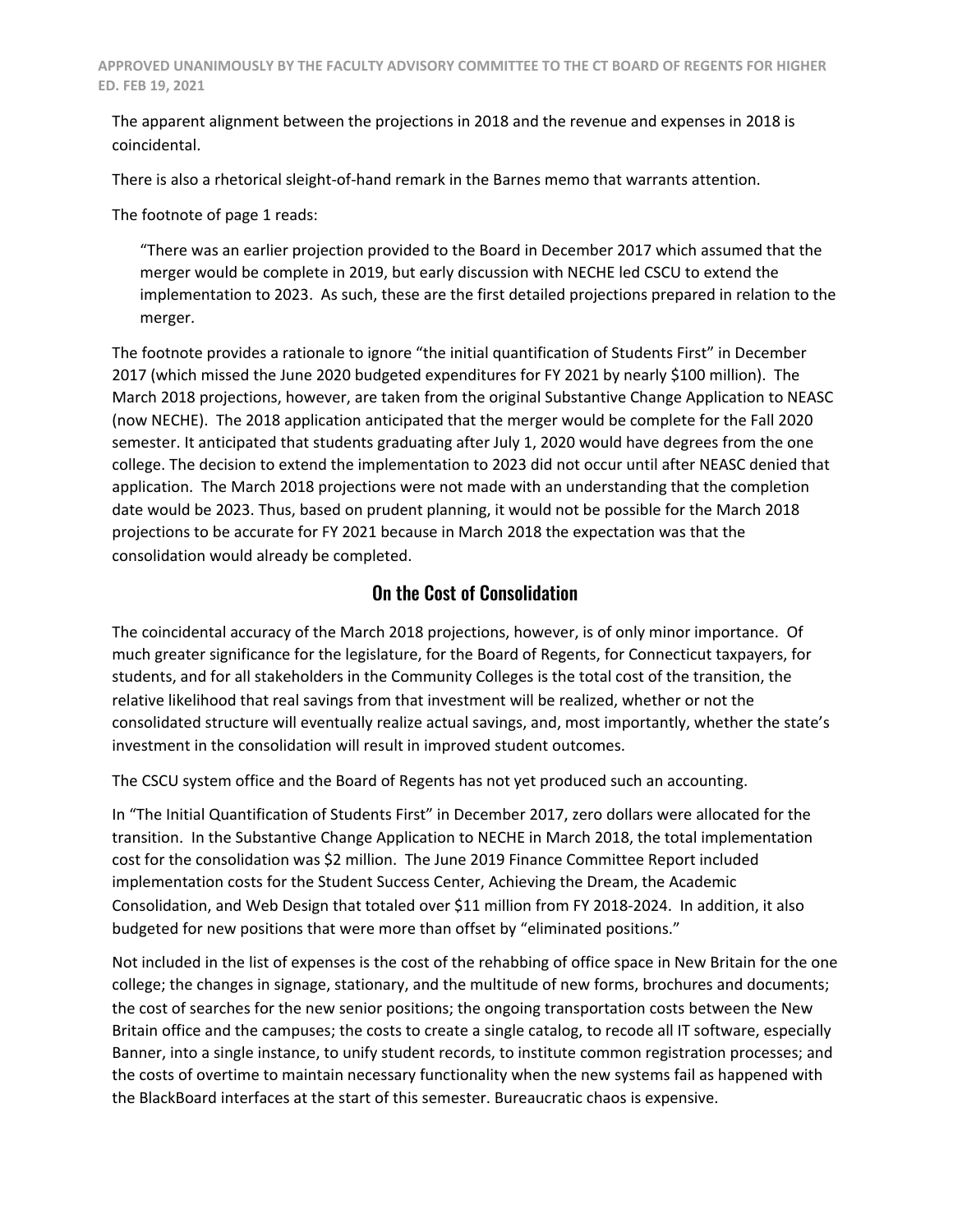The apparent alignment between the projections in 2018 and the revenue and expenses in 2018 is coincidental.

There is also a rhetorical sleight-of-hand remark in the Barnes memo that warrants attention.

The footnote of page 1 reads:

> "There was an earlier projection provided to the Board in December 2017 which assumed that the merger would be complete in 2019, but early discussion with NECHE led CSCU to extend the implementation to 2023. As such, these are the first detailed projections prepared in relation to the merger.

The footnote provides a rationale to ignore "the initial quantification of Students First" in December 2017 (which missed the June 2020 budgeted expenditures for FY 2021 by nearly $100 million). The March 2018 projections, however, are taken from the original Substantive Change Application to NEASC (now NECHE). The 2018 application anticipated that the merger would be complete for the Fall 2020 semester. It anticipated that students graduating after July 1, 2020 would have degrees from the one college. The decision to extend the implementation to 2023 did not occur until after NEASC denied that application. The March 2018 projections were not made with an understanding that the completion date would be 2023. Thus, based on prudent planning, it would not be possible for the March 2018 projections to be accurate for FY 2021 because in March 2018 the expectation was that the consolidation would already be completed.

## On the Cost of Consolidation

The coincidental accuracy of the March 2018 projections, however, is of only minor importance. Of much greater significance for the legislature, for the Board of Regents, for Connecticut taxpayers, for students, and for all stakeholders in the Community Colleges is the total cost of the transition, the relative likelihood that real savings from that investment will be realized, whether or not the consolidated structure will eventually realize actual savings, and, most importantly, whether the state's investment in the consolidation will result in improved student outcomes.

The CSCU system office and the Board of Regents has not yet produced such an accounting.

In "The Initial Quantification of Students First" in December 2017, zero dollars were allocated for the transition. In the Substantive Change Application to NECHE in March 2018, the total implementation cost for the consolidation was $2 million. The June 2019 Finance Committee Report included implementation costs for the Student Success Center, Achieving the Dream, the Academic Consolidation, and Web Design that totaled over $11 million from FY 2018-2024. In addition, it also budgeted for new positions that were more than offset by "eliminated positions."

Not included in the list of expenses is the cost of the rehabbing of office space in New Britain for the one college; the changes in signage, stationary, and the multitude of new forms, brochures and documents; the cost of searches for the new senior positions; the ongoing transportation costs between the New Britain office and the campuses; the costs to create a single catalog, to recode all IT software, especially Banner, into a single instance, to unify student records, to institute common registration processes; and the costs of overtime to maintain necessary functionality when the new systems fail as happened with the BlackBoard interfaces at the start of this semester. Bureaucratic chaos is expensive.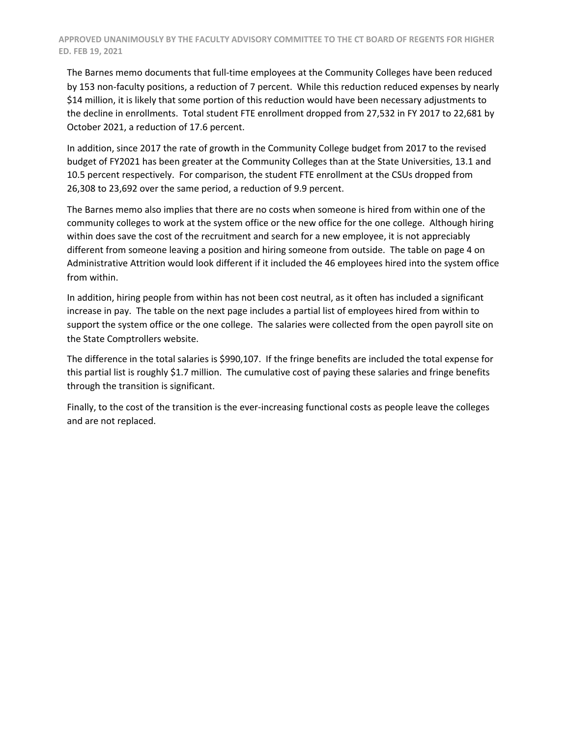The Barnes memo documents that full-time employees at the Community Colleges have been reduced by 153 non-faculty positions, a reduction of 7 percent. While this reduction reduced expenses by nearly $14 million, it is likely that some portion of this reduction would have been necessary adjustments to the decline in enrollments. Total student FTE enrollment dropped from 27,532 in FY 2017 to 22,681 by October 2021, a reduction of 17.6 percent.

In addition, since 2017 the rate of growth in the Community College budget from 2017 to the revised budget of FY2021 has been greater at the Community Colleges than at the State Universities, 13.1 and 10.5 percent respectively. For comparison, the student FTE enrollment at the CSUs dropped from 26,308 to 23,692 over the same period, a reduction of 9.9 percent.

The Barnes memo also implies that there are no costs when someone is hired from within one of the community colleges to work at the system office or the new office for the one college. Although hiring within does save the cost of the recruitment and search for a new employee, it is not appreciably different from someone leaving a position and hiring someone from outside. The table on page 4 on Administrative Attrition would look different if it included the 46 employees hired into the system office from within.

In addition, hiring people from within has not been cost neutral, as it often has included a significant increase in pay. The table on the next page includes a partial list of employees hired from within to support the system office or the one college. The salaries were collected from the open payroll site on the State Comptrollers website.

The difference in the total salaries is $990,107. If the fringe benefits are included the total expense for this partial list is roughly $1.7 million. The cumulative cost of paying these salaries and fringe benefits through the transition is significant.

Finally, to the cost of the transition is the ever-increasing functional costs as people leave the colleges and are not replaced.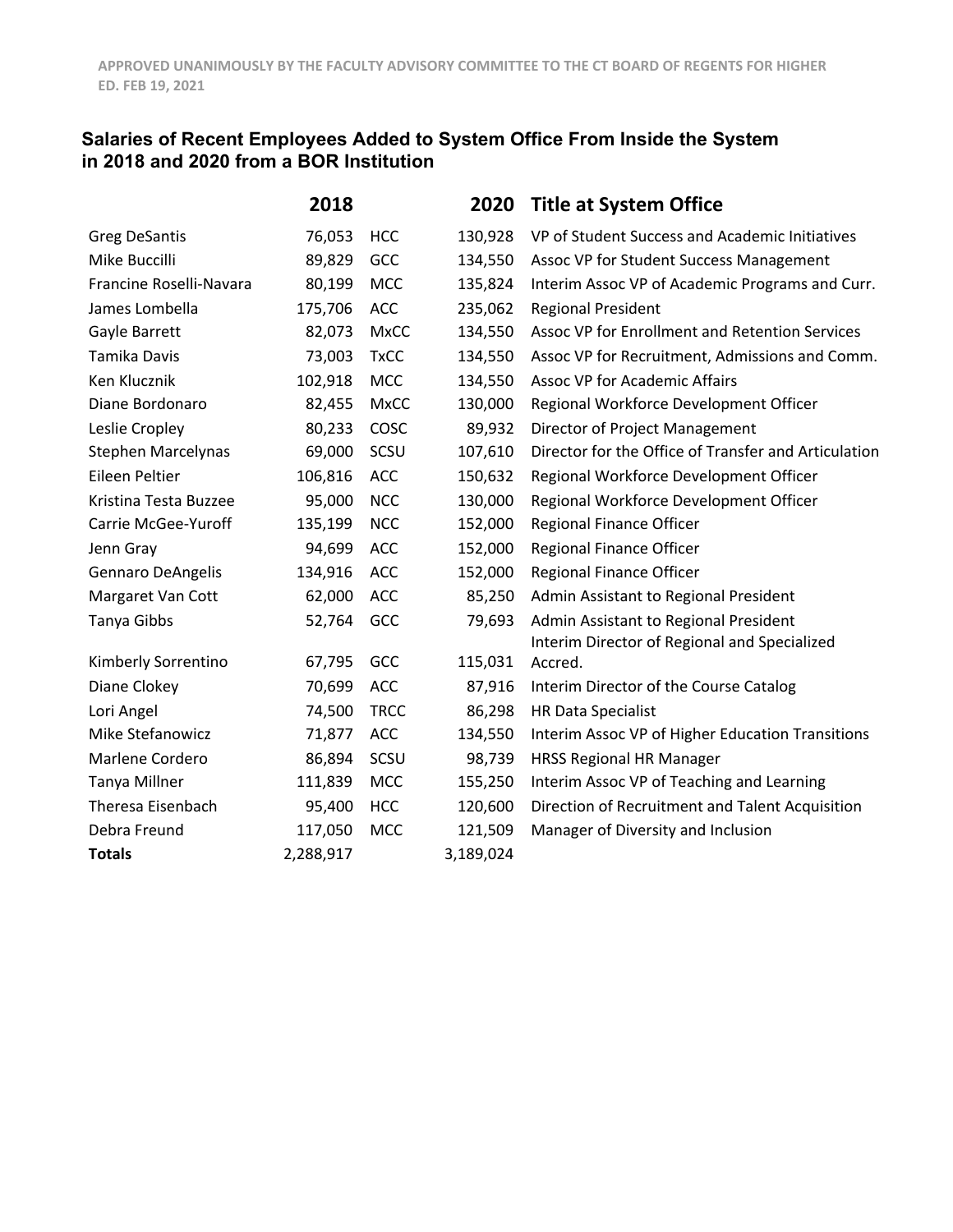APPROVED UNANIMOUSLY BY THE FACULTY ADVISORY COMMITTEE TO THE CT BOARD OF REGENTS FOR HIGHER ED. FEB 19, 2021

## Salaries of Recent Employees Added to System Office From Inside the System in 2018 and 2020 from a BOR Institution

| | 2018 | | 2020 | Title at System Office |
|---|---|---|---|---|
| Greg DeSantis | 76,053 | HCC | 130,928 | VP of Student Success and Academic Initiatives |
| Mike Buccilli | 89,829 | GCC | 134,550 | Assoc VP for Student Success Management |
| Francine Roselli-Navara | 80,199 | MCC | 135,824 | Interim Assoc VP of Academic Programs and Curr. |
| James Lombella | 175,706 | ACC | 235,062 | Regional President |
| Gayle Barrett | 82,073 | MxCC | 134,550 | Assoc VP for Enrollment and Retention Services |
| Tamika Davis | 73,003 | TxCC | 134,550 | Assoc VP for Recruitment, Admissions and Comm. |
| Ken Klucznik | 102,918 | MCC | 134,550 | Assoc VP for Academic Affairs |
| Diane Bordonaro | 82,455 | MxCC | 130,000 | Regional Workforce Development Officer |
| Leslie Cropley | 80,233 | COSC | 89,932 | Director of Project Management |
| Stephen Marcelynas | 69,000 | SCSU | 107,610 | Director for the Office of Transfer and Articulation |
| Eileen Peltier | 106,816 | ACC | 150,632 | Regional Workforce Development Officer |
| Kristina Testa Buzzee | 95,000 | NCC | 130,000 | Regional Workforce Development Officer |
| Carrie McGee-Yuroff | 135,199 | NCC | 152,000 | Regional Finance Officer |
| Jenn Gray | 94,699 | ACC | 152,000 | Regional Finance Officer |
| Gennaro DeAngelis | 134,916 | ACC | 152,000 | Regional Finance Officer |
| Margaret Van Cott | 62,000 | ACC | 85,250 | Admin Assistant to Regional President |
| Tanya Gibbs | 52,764 | GCC | 79,693 | Admin Assistant to Regional President |
| Kimberly Sorrentino | 67,795 | GCC | 115,031 | Interim Director of Regional and Specialized Accred. |
| Diane Clokey | 70,699 | ACC | 87,916 | Interim Director of the Course Catalog |
| Lori Angel | 74,500 | TRCC | 86,298 | HR Data Specialist |
| Mike Stefanowicz | 71,877 | ACC | 134,550 | Interim Assoc VP of Higher Education Transitions |
| Marlene Cordero | 86,894 | SCSU | 98,739 | HRSS Regional HR Manager |
| Tanya Millner | 111,839 | MCC | 155,250 | Interim Assoc VP of Teaching and Learning |
| Theresa Eisenbach | 95,400 | HCC | 120,600 | Direction of Recruitment and Talent Acquisition |
| Debra Freund | 117,050 | MCC | 121,509 | Manager of Diversity and Inclusion |
| **Totals** | 2,288,917 | | 3,189,024 | |